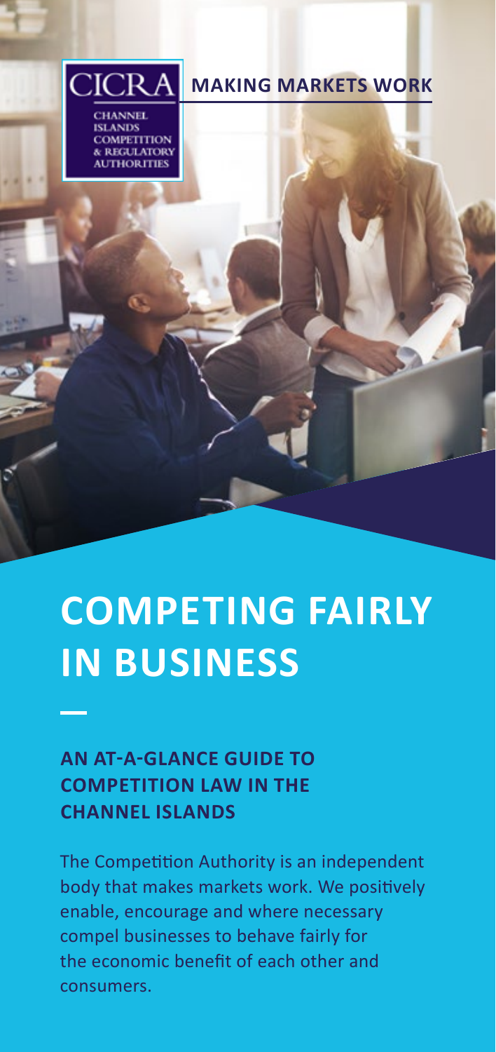CICRA

CHANNEL ISLANDS COMPETITION & REGULATORY AUTHORITIES

**MAKING MARKETS WORK**

# COMPETING FAIRLY IN BUSINESS

## AN AT-A-GLANCE GUIDE TO COMPETITION LAW IN THE CHANNEL ISLANDS

The Competition Authority is an independent body that makes markets work. We positively enable, encourage and where necessary compel businesses to behave fairly for the economic benefit of each other and consumers.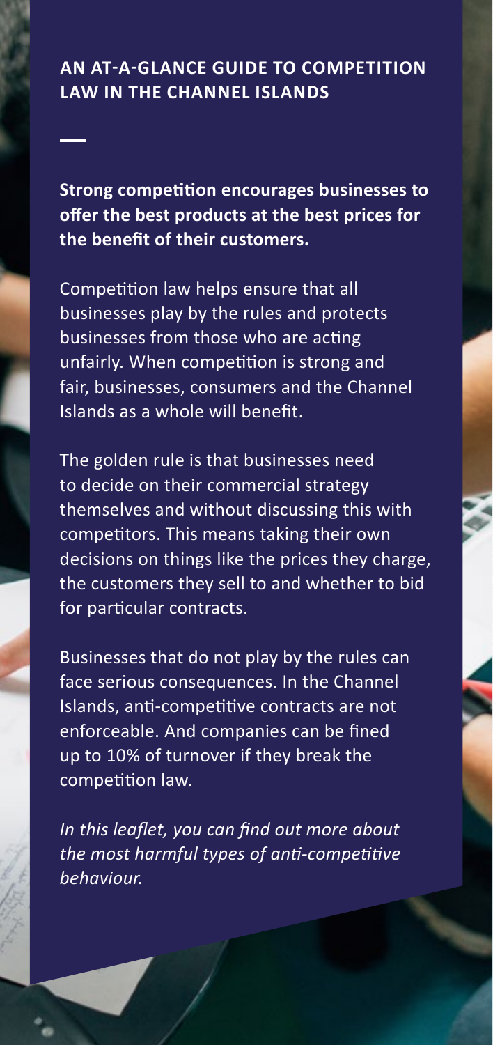## AN AT-A-GLANCE GUIDE TO COMPETITION LAW IN THE CHANNEL ISLANDS

**Strong competition encourages businesses to offer the best products at the best prices for the benefit of their customers.**

Competition law helps ensure that all businesses play by the rules and protects businesses from those who are acting unfairly. When competition is strong and fair, businesses, consumers and the Channel Islands as a whole will benefit.

The golden rule is that businesses need to decide on their commercial strategy themselves and without discussing this with competitors. This means taking their own decisions on things like the prices they charge, the customers they sell to and whether to bid for particular contracts.

Businesses that do not play by the rules can face serious consequences. In the Channel Islands, anti-competitive contracts are not enforceable. And companies can be fined up to 10% of turnover if they break the competition law.

*In this leaflet, you can find out more about the most harmful types of anti-competitive behaviour.*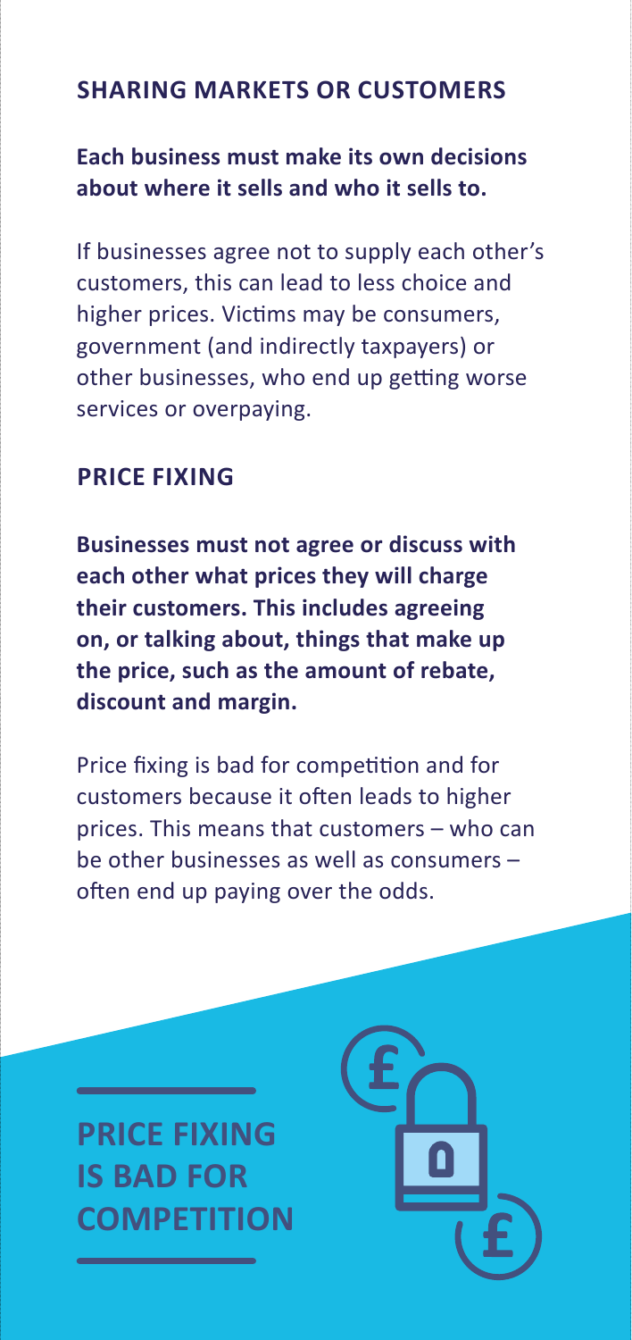## SHARING MARKETS OR CUSTOMERS

**Each business must make its own decisions about where it sells and who it sells to.**

If businesses agree not to supply each other's customers, this can lead to less choice and higher prices. Victims may be consumers, government (and indirectly taxpayers) or other businesses, who end up getting worse services or overpaying.

## PRICE FIXING

**Businesses must not agree or discuss with each other what prices they will charge their customers. This includes agreeing on, or talking about, things that make up the price, such as the amount of rebate, discount and margin.**

Price fixing is bad for competition and for customers because it often leads to higher prices. This means that customers – who can be other businesses as well as consumers – often end up paying over the odds.

**PRICE FIXING IS BAD FOR COMPETITION**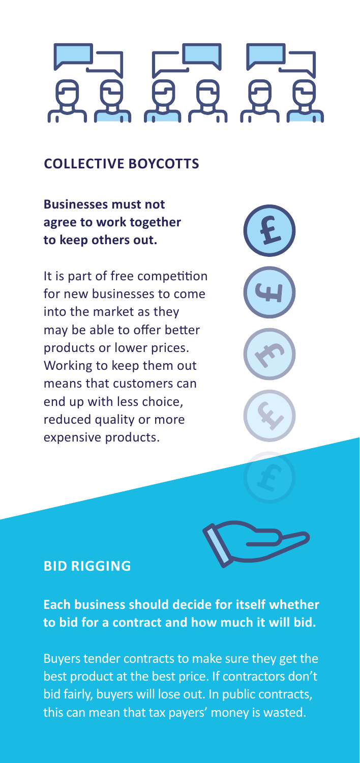## COLLECTIVE BOYCOTTS

**Businesses must not agree to work together to keep others out.**

It is part of free competition for new businesses to come into the market as they may be able to offer better products or lower prices. Working to keep them out means that customers can end up with less choice, reduced quality or more expensive products.

## BID RIGGING

**Each business should decide for itself whether to bid for a contract and how much it will bid.**

Buyers tender contracts to make sure they get the best product at the best price. If contractors don't bid fairly, buyers will lose out. In public contracts, this can mean that tax payers' money is wasted.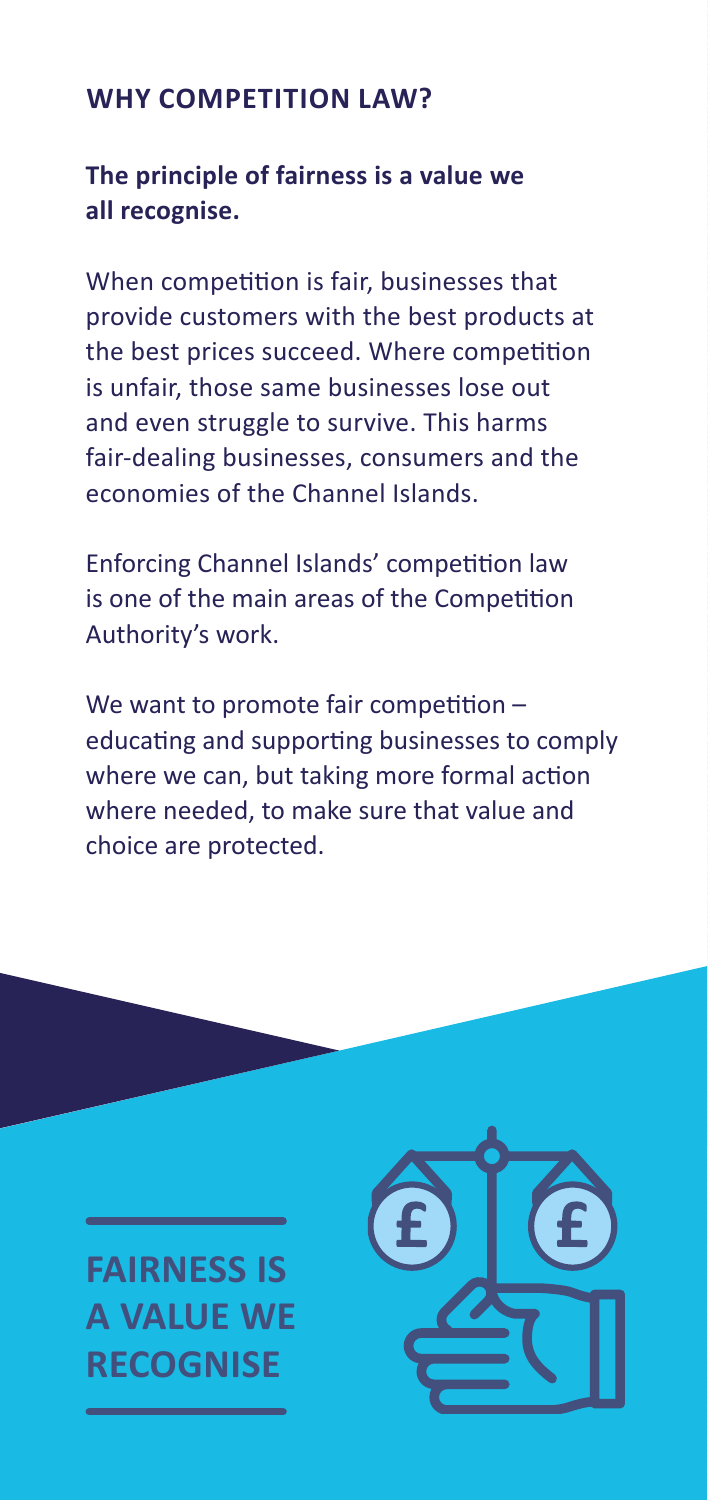## WHY COMPETITION LAW?

**The principle of fairness is a value we all recognise.**

When competition is fair, businesses that provide customers with the best products at the best prices succeed. Where competition is unfair, those same businesses lose out and even struggle to survive. This harms fair-dealing businesses, consumers and the economies of the Channel Islands.

Enforcing Channel Islands' competition law is one of the main areas of the Competition Authority's work.

We want to promote fair competition – educating and supporting businesses to comply where we can, but taking more formal action where needed, to make sure that value and choice are protected.

**FAIRNESS IS A VALUE WE RECOGNISE**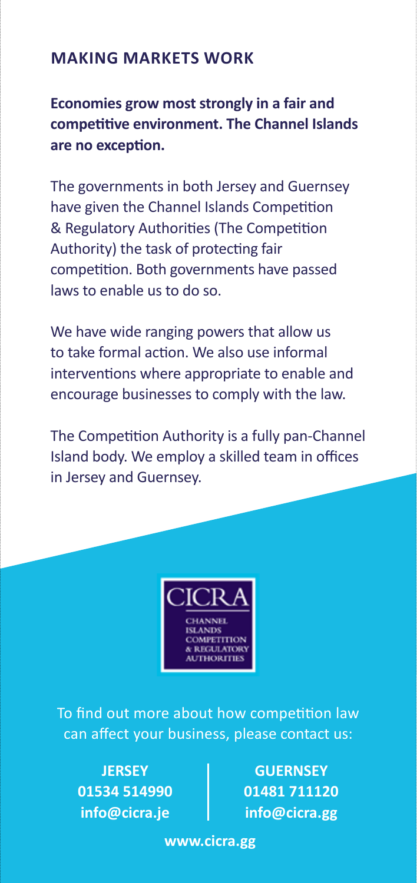## MAKING MARKETS WORK

**Economies grow most strongly in a fair and competitive environment. The Channel Islands are no exception.**

The governments in both Jersey and Guernsey have given the Channel Islands Competition & Regulatory Authorities (The Competition Authority) the task of protecting fair competition. Both governments have passed laws to enable us to do so.

We have wide ranging powers that allow us to take formal action. We also use informal interventions where appropriate to enable and encourage businesses to comply with the law.

The Competition Authority is a fully pan-Channel Island body. We employ a skilled team in offices in Jersey and Guernsey.

CICRA
CHANNEL ISLANDS COMPETITION & REGULATORY AUTHORITIES

To find out more about how competition law can affect your business, please contact us:

**JERSEY**
**01534 514990**
**info@cicra.je**

**GUERNSEY**
**01481 711120**
**info@cicra.gg**

**www.cicra.gg**